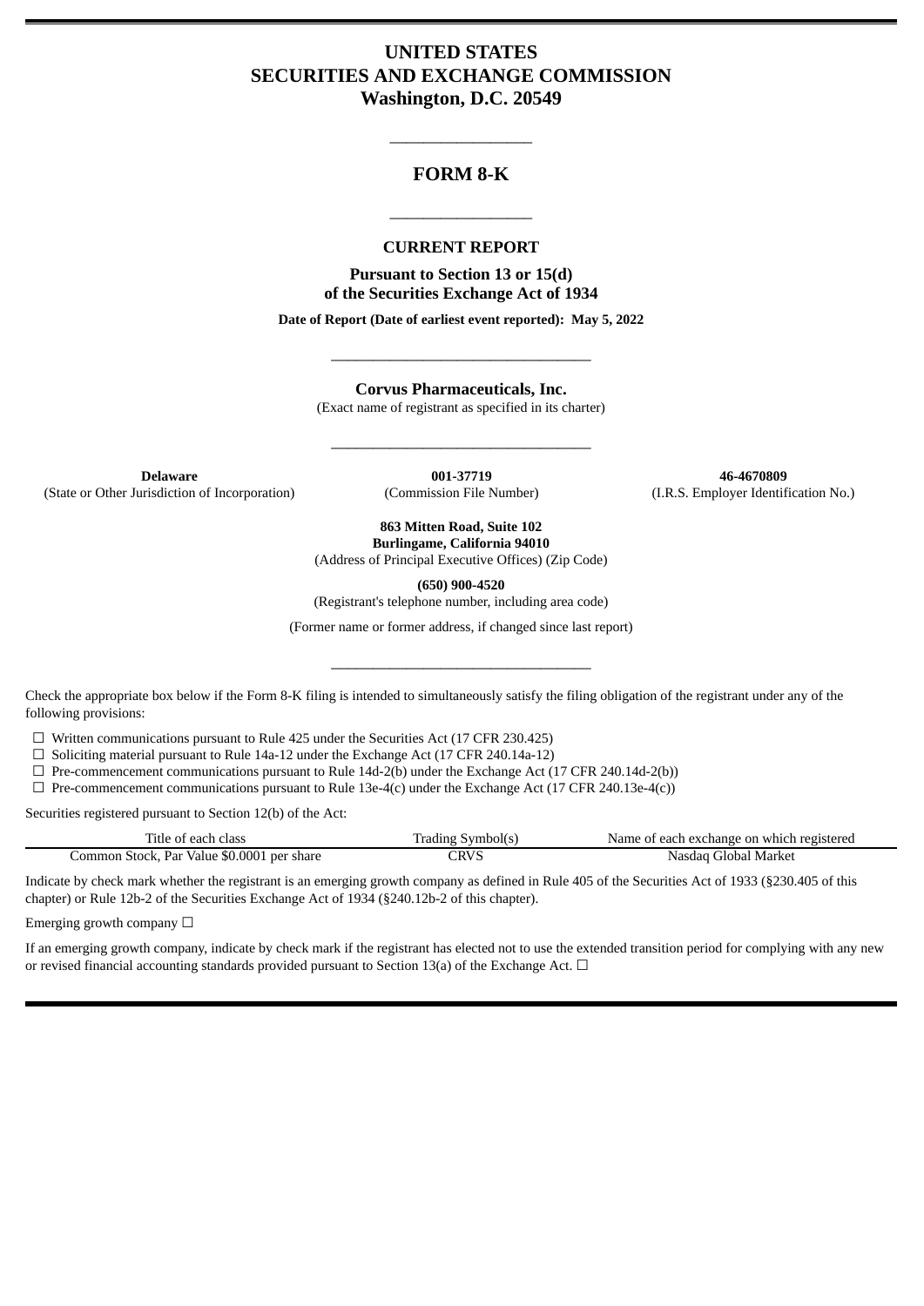# UNITED STATES
# SECURITIES AND EXCHANGE COMMISSION
## Washington, D.C. 20549

---

## FORM 8-K

---

### CURRENT REPORT

**Pursuant to Section 13 or 15(d)**
**of the Securities Exchange Act of 1934**

**Date of Report (Date of earliest event reported): May 5, 2022**

---

**Corvus Pharmaceuticals, Inc.**
(Exact name of registrant as specified in its charter)

---

| **Delaware** | **001-37719** | **46-4670809** |
|---|---|---|
| (State or Other Jurisdiction of Incorporation) | (Commission File Number) | (I.R.S. Employer Identification No.) |

**863 Mitten Road, Suite 102**
**Burlingame, California 94010**
(Address of Principal Executive Offices) (Zip Code)

**(650) 900-4520**
(Registrant's telephone number, including area code)

(Former name or former address, if changed since last report)

---

Check the appropriate box below if the Form 8-K filing is intended to simultaneously satisfy the filing obligation of the registrant under any of the following provisions:

☐ Written communications pursuant to Rule 425 under the Securities Act (17 CFR 230.425)
☐ Soliciting material pursuant to Rule 14a-12 under the Exchange Act (17 CFR 240.14a-12)
☐ Pre-commencement communications pursuant to Rule 14d-2(b) under the Exchange Act (17 CFR 240.14d-2(b))
☐ Pre-commencement communications pursuant to Rule 13e-4(c) under the Exchange Act (17 CFR 240.13e-4(c))

Securities registered pursuant to Section 12(b) of the Act:

| Title of each class | Trading Symbol(s) | Name of each exchange on which registered |
|---|---|---|
| Common Stock, Par Value $0.0001 per share | CRVS | Nasdaq Global Market |

Indicate by check mark whether the registrant is an emerging growth company as defined in Rule 405 of the Securities Act of 1933 (§230.405 of this chapter) or Rule 12b-2 of the Securities Exchange Act of 1934 (§240.12b-2 of this chapter).

Emerging growth company ☐

If an emerging growth company, indicate by check mark if the registrant has elected not to use the extended transition period for complying with any new or revised financial accounting standards provided pursuant to Section 13(a) of the Exchange Act. ☐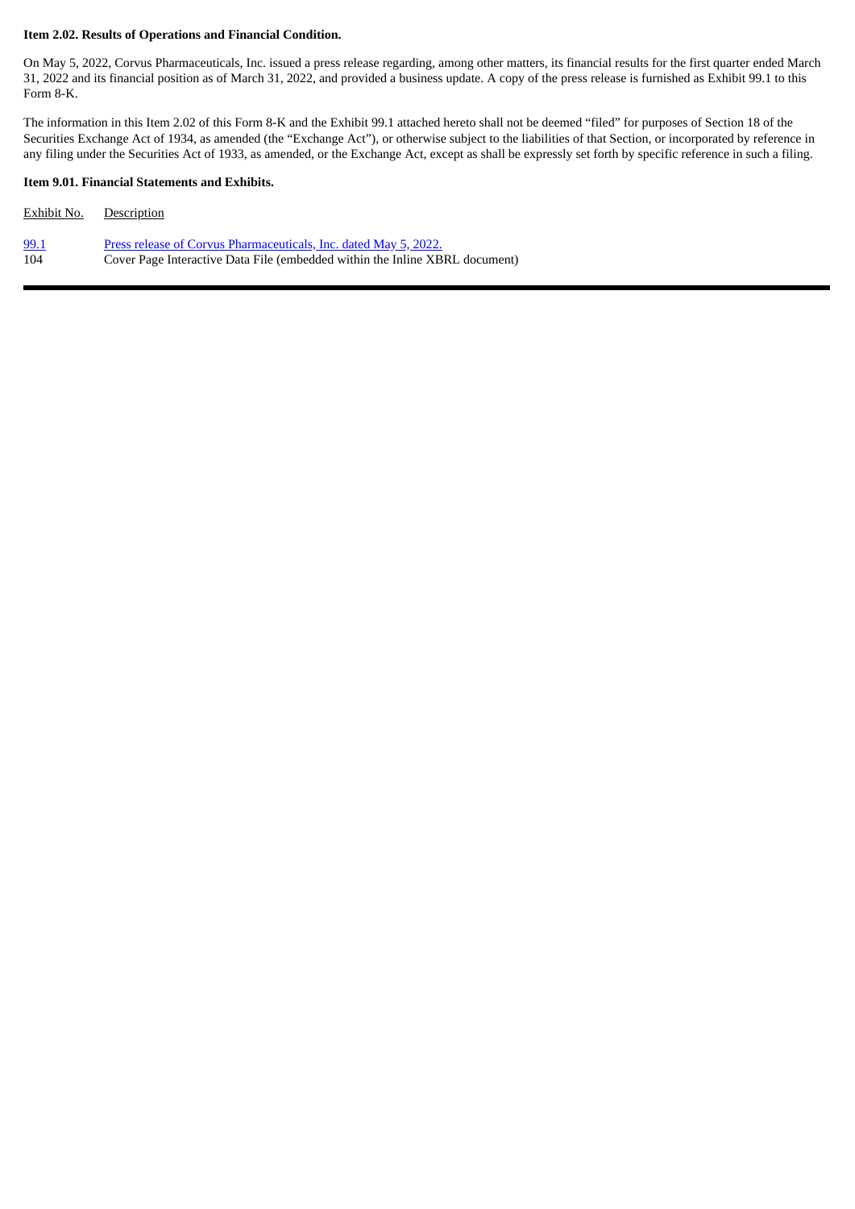**Item 2.02. Results of Operations and Financial Condition.**

On May 5, 2022, Corvus Pharmaceuticals, Inc. issued a press release regarding, among other matters, its financial results for the first quarter ended March 31, 2022 and its financial position as of March 31, 2022, and provided a business update. A copy of the press release is furnished as Exhibit 99.1 to this Form 8-K.

The information in this Item 2.02 of this Form 8-K and the Exhibit 99.1 attached hereto shall not be deemed "filed" for purposes of Section 18 of the Securities Exchange Act of 1934, as amended (the "Exchange Act"), or otherwise subject to the liabilities of that Section, or incorporated by reference in any filing under the Securities Act of 1933, as amended, or the Exchange Act, except as shall be expressly set forth by specific reference in such a filing.

**Item 9.01. Financial Statements and Exhibits.**

| Exhibit No. | Description |
|---|---|
| 99.1 | Press release of Corvus Pharmaceuticals, Inc. dated May 5, 2022. |
| 104 | Cover Page Interactive Data File (embedded within the Inline XBRL document) |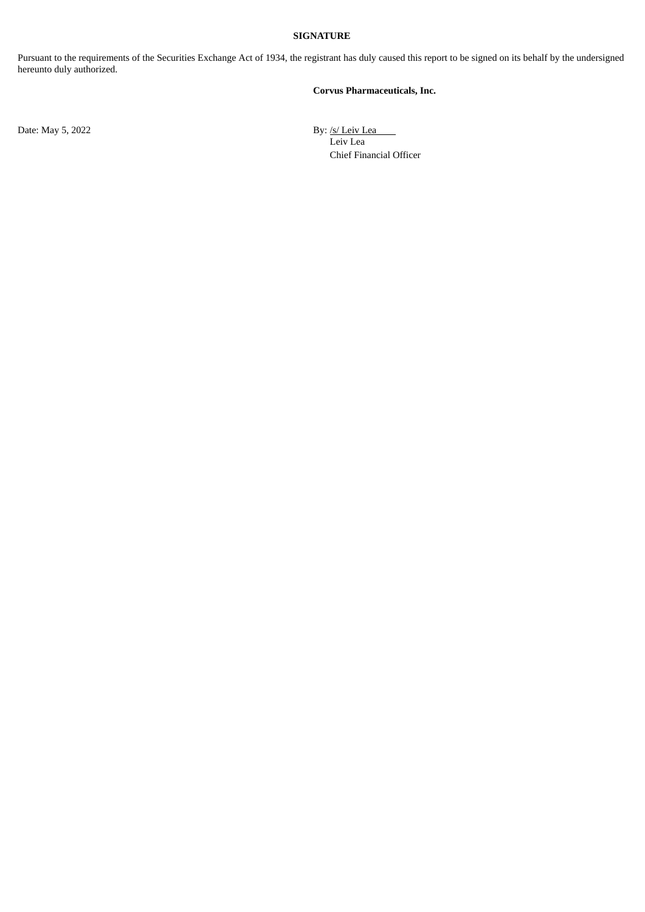**SIGNATURE**

Pursuant to the requirements of the Securities Exchange Act of 1934, the registrant has duly caused this report to be signed on its behalf by the undersigned hereunto duly authorized.

**Corvus Pharmaceuticals, Inc.**

Date: May 5, 2022

By: /s/ Leiv Lea
Leiv Lea
Chief Financial Officer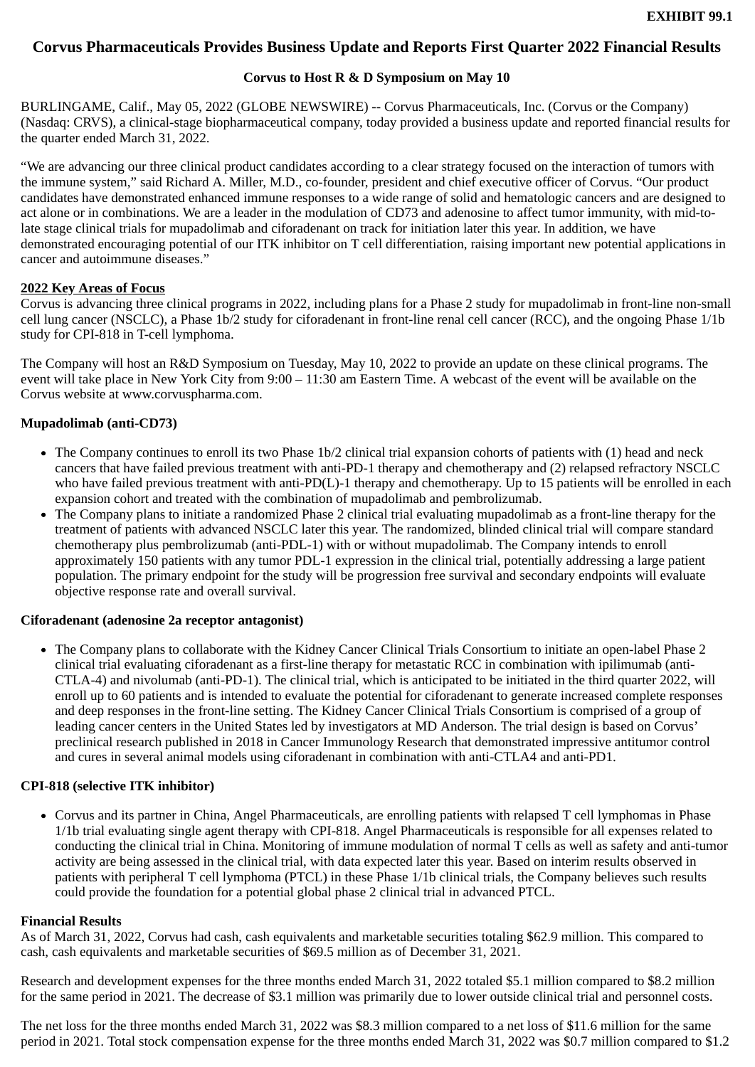**EXHIBIT 99.1**

# Corvus Pharmaceuticals Provides Business Update and Reports First Quarter 2022 Financial Results

**Corvus to Host R & D Symposium on May 10**

BURLINGAME, Calif., May 05, 2022 (GLOBE NEWSWIRE) -- Corvus Pharmaceuticals, Inc. (Corvus or the Company) (Nasdaq: CRVS), a clinical-stage biopharmaceutical company, today provided a business update and reported financial results for the quarter ended March 31, 2022.

"We are advancing our three clinical product candidates according to a clear strategy focused on the interaction of tumors with the immune system," said Richard A. Miller, M.D., co-founder, president and chief executive officer of Corvus. "Our product candidates have demonstrated enhanced immune responses to a wide range of solid and hematologic cancers and are designed to act alone or in combinations. We are a leader in the modulation of CD73 and adenosine to affect tumor immunity, with mid-to-late stage clinical trials for mupadolimab and ciforadenant on track for initiation later this year. In addition, we have demonstrated encouraging potential of our ITK inhibitor on T cell differentiation, raising important new potential applications in cancer and autoimmune diseases."

**2022 Key Areas of Focus**

Corvus is advancing three clinical programs in 2022, including plans for a Phase 2 study for mupadolimab in front-line non-small cell lung cancer (NSCLC), a Phase 1b/2 study for ciforadenant in front-line renal cell cancer (RCC), and the ongoing Phase 1/1b study for CPI-818 in T-cell lymphoma.

The Company will host an R&D Symposium on Tuesday, May 10, 2022 to provide an update on these clinical programs. The event will take place in New York City from 9:00 – 11:30 am Eastern Time. A webcast of the event will be available on the Corvus website at www.corvuspharma.com.

**Mupadolimab (anti-CD73)**

- The Company continues to enroll its two Phase 1b/2 clinical trial expansion cohorts of patients with (1) head and neck cancers that have failed previous treatment with anti-PD-1 therapy and chemotherapy and (2) relapsed refractory NSCLC who have failed previous treatment with anti-PD(L)-1 therapy and chemotherapy. Up to 15 patients will be enrolled in each expansion cohort and treated with the combination of mupadolimab and pembrolizumab.
- The Company plans to initiate a randomized Phase 2 clinical trial evaluating mupadolimab as a front-line therapy for the treatment of patients with advanced NSCLC later this year. The randomized, blinded clinical trial will compare standard chemotherapy plus pembrolizumab (anti-PDL-1) with or without mupadolimab. The Company intends to enroll approximately 150 patients with any tumor PDL-1 expression in the clinical trial, potentially addressing a large patient population. The primary endpoint for the study will be progression free survival and secondary endpoints will evaluate objective response rate and overall survival.

**Ciforadenant (adenosine 2a receptor antagonist)**

- The Company plans to collaborate with the Kidney Cancer Clinical Trials Consortium to initiate an open-label Phase 2 clinical trial evaluating ciforadenant as a first-line therapy for metastatic RCC in combination with ipilimumab (anti-CTLA-4) and nivolumab (anti-PD-1). The clinical trial, which is anticipated to be initiated in the third quarter 2022, will enroll up to 60 patients and is intended to evaluate the potential for ciforadenant to generate increased complete responses and deep responses in the front-line setting. The Kidney Cancer Clinical Trials Consortium is comprised of a group of leading cancer centers in the United States led by investigators at MD Anderson. The trial design is based on Corvus' preclinical research published in 2018 in Cancer Immunology Research that demonstrated impressive antitumor control and cures in several animal models using ciforadenant in combination with anti-CTLA4 and anti-PD1.

**CPI-818 (selective ITK inhibitor)**

- Corvus and its partner in China, Angel Pharmaceuticals, are enrolling patients with relapsed T cell lymphomas in Phase 1/1b trial evaluating single agent therapy with CPI-818. Angel Pharmaceuticals is responsible for all expenses related to conducting the clinical trial in China. Monitoring of immune modulation of normal T cells as well as safety and anti-tumor activity are being assessed in the clinical trial, with data expected later this year. Based on interim results observed in patients with peripheral T cell lymphoma (PTCL) in these Phase 1/1b clinical trials, the Company believes such results could provide the foundation for a potential global phase 2 clinical trial in advanced PTCL.

**Financial Results**

As of March 31, 2022, Corvus had cash, cash equivalents and marketable securities totaling $62.9 million. This compared to cash, cash equivalents and marketable securities of $69.5 million as of December 31, 2021.

Research and development expenses for the three months ended March 31, 2022 totaled $5.1 million compared to $8.2 million for the same period in 2021. The decrease of $3.1 million was primarily due to lower outside clinical trial and personnel costs.

The net loss for the three months ended March 31, 2022 was $8.3 million compared to a net loss of $11.6 million for the same period in 2021. Total stock compensation expense for the three months ended March 31, 2022 was $0.7 million compared to $1.2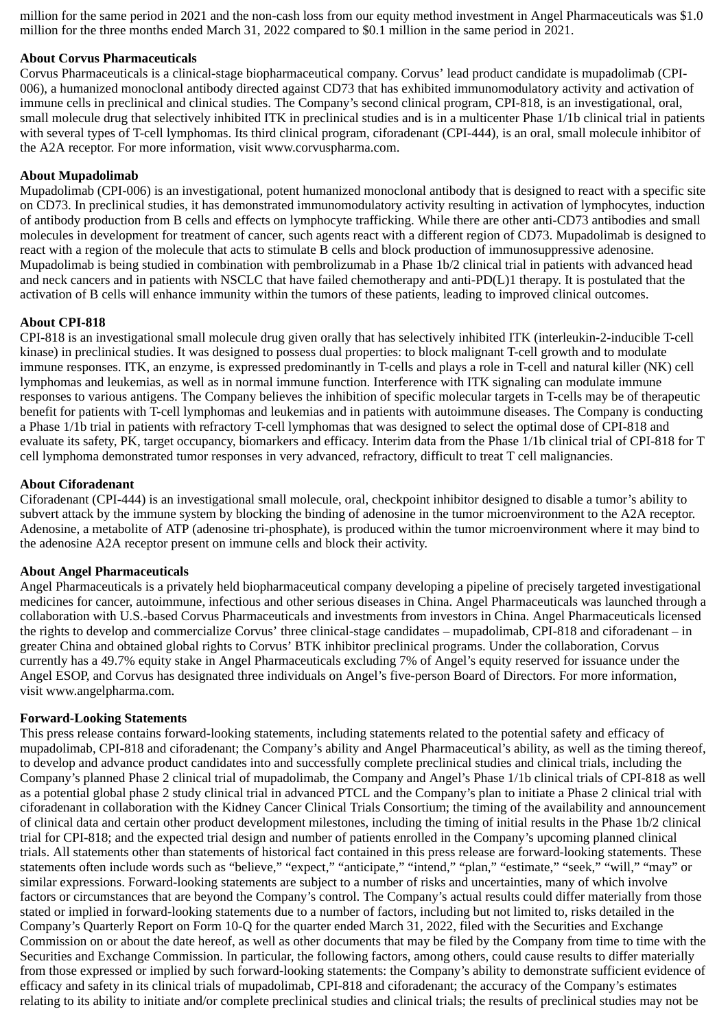million for the same period in 2021 and the non-cash loss from our equity method investment in Angel Pharmaceuticals was $1.0 million for the three months ended March 31, 2022 compared to $0.1 million in the same period in 2021.

**About Corvus Pharmaceuticals**

Corvus Pharmaceuticals is a clinical-stage biopharmaceutical company. Corvus' lead product candidate is mupadolimab (CPI-006), a humanized monoclonal antibody directed against CD73 that has exhibited immunomodulatory activity and activation of immune cells in preclinical and clinical studies. The Company's second clinical program, CPI-818, is an investigational, oral, small molecule drug that selectively inhibited ITK in preclinical studies and is in a multicenter Phase 1/1b clinical trial in patients with several types of T-cell lymphomas. Its third clinical program, ciforadenant (CPI-444), is an oral, small molecule inhibitor of the A2A receptor. For more information, visit www.corvuspharma.com.

**About Mupadolimab**

Mupadolimab (CPI-006) is an investigational, potent humanized monoclonal antibody that is designed to react with a specific site on CD73. In preclinical studies, it has demonstrated immunomodulatory activity resulting in activation of lymphocytes, induction of antibody production from B cells and effects on lymphocyte trafficking. While there are other anti-CD73 antibodies and small molecules in development for treatment of cancer, such agents react with a different region of CD73. Mupadolimab is designed to react with a region of the molecule that acts to stimulate B cells and block production of immunosuppressive adenosine. Mupadolimab is being studied in combination with pembrolizumab in a Phase 1b/2 clinical trial in patients with advanced head and neck cancers and in patients with NSCLC that have failed chemotherapy and anti-PD(L)1 therapy. It is postulated that the activation of B cells will enhance immunity within the tumors of these patients, leading to improved clinical outcomes.

**About CPI-818**

CPI-818 is an investigational small molecule drug given orally that has selectively inhibited ITK (interleukin-2-inducible T-cell kinase) in preclinical studies. It was designed to possess dual properties: to block malignant T-cell growth and to modulate immune responses. ITK, an enzyme, is expressed predominantly in T-cells and plays a role in T-cell and natural killer (NK) cell lymphomas and leukemias, as well as in normal immune function. Interference with ITK signaling can modulate immune responses to various antigens. The Company believes the inhibition of specific molecular targets in T-cells may be of therapeutic benefit for patients with T-cell lymphomas and leukemias and in patients with autoimmune diseases. The Company is conducting a Phase 1/1b trial in patients with refractory T-cell lymphomas that was designed to select the optimal dose of CPI-818 and evaluate its safety, PK, target occupancy, biomarkers and efficacy. Interim data from the Phase 1/1b clinical trial of CPI-818 for T cell lymphoma demonstrated tumor responses in very advanced, refractory, difficult to treat T cell malignancies.

**About Ciforadenant**

Ciforadenant (CPI-444) is an investigational small molecule, oral, checkpoint inhibitor designed to disable a tumor's ability to subvert attack by the immune system by blocking the binding of adenosine in the tumor microenvironment to the A2A receptor. Adenosine, a metabolite of ATP (adenosine tri-phosphate), is produced within the tumor microenvironment where it may bind to the adenosine A2A receptor present on immune cells and block their activity.

**About Angel Pharmaceuticals**

Angel Pharmaceuticals is a privately held biopharmaceutical company developing a pipeline of precisely targeted investigational medicines for cancer, autoimmune, infectious and other serious diseases in China. Angel Pharmaceuticals was launched through a collaboration with U.S.-based Corvus Pharmaceuticals and investments from investors in China. Angel Pharmaceuticals licensed the rights to develop and commercialize Corvus' three clinical-stage candidates – mupadolimab, CPI-818 and ciforadenant – in greater China and obtained global rights to Corvus' BTK inhibitor preclinical programs. Under the collaboration, Corvus currently has a 49.7% equity stake in Angel Pharmaceuticals excluding 7% of Angel's equity reserved for issuance under the Angel ESOP, and Corvus has designated three individuals on Angel's five-person Board of Directors. For more information, visit www.angelpharma.com.

**Forward-Looking Statements**

This press release contains forward-looking statements, including statements related to the potential safety and efficacy of mupadolimab, CPI-818 and ciforadenant; the Company's ability and Angel Pharmaceutical's ability, as well as the timing thereof, to develop and advance product candidates into and successfully complete preclinical studies and clinical trials, including the Company's planned Phase 2 clinical trial of mupadolimab, the Company and Angel's Phase 1/1b clinical trials of CPI-818 as well as a potential global phase 2 study clinical trial in advanced PTCL and the Company's plan to initiate a Phase 2 clinical trial with ciforadenant in collaboration with the Kidney Cancer Clinical Trials Consortium; the timing of the availability and announcement of clinical data and certain other product development milestones, including the timing of initial results in the Phase 1b/2 clinical trial for CPI-818; and the expected trial design and number of patients enrolled in the Company's upcoming planned clinical trials. All statements other than statements of historical fact contained in this press release are forward-looking statements. These statements often include words such as "believe," "expect," "anticipate," "intend," "plan," "estimate," "seek," "will," "may" or similar expressions. Forward-looking statements are subject to a number of risks and uncertainties, many of which involve factors or circumstances that are beyond the Company's control. The Company's actual results could differ materially from those stated or implied in forward-looking statements due to a number of factors, including but not limited to, risks detailed in the Company's Quarterly Report on Form 10-Q for the quarter ended March 31, 2022, filed with the Securities and Exchange Commission on or about the date hereof, as well as other documents that may be filed by the Company from time to time with the Securities and Exchange Commission. In particular, the following factors, among others, could cause results to differ materially from those expressed or implied by such forward-looking statements: the Company's ability to demonstrate sufficient evidence of efficacy and safety in its clinical trials of mupadolimab, CPI-818 and ciforadenant; the accuracy of the Company's estimates relating to its ability to initiate and/or complete preclinical studies and clinical trials; the results of preclinical studies may not be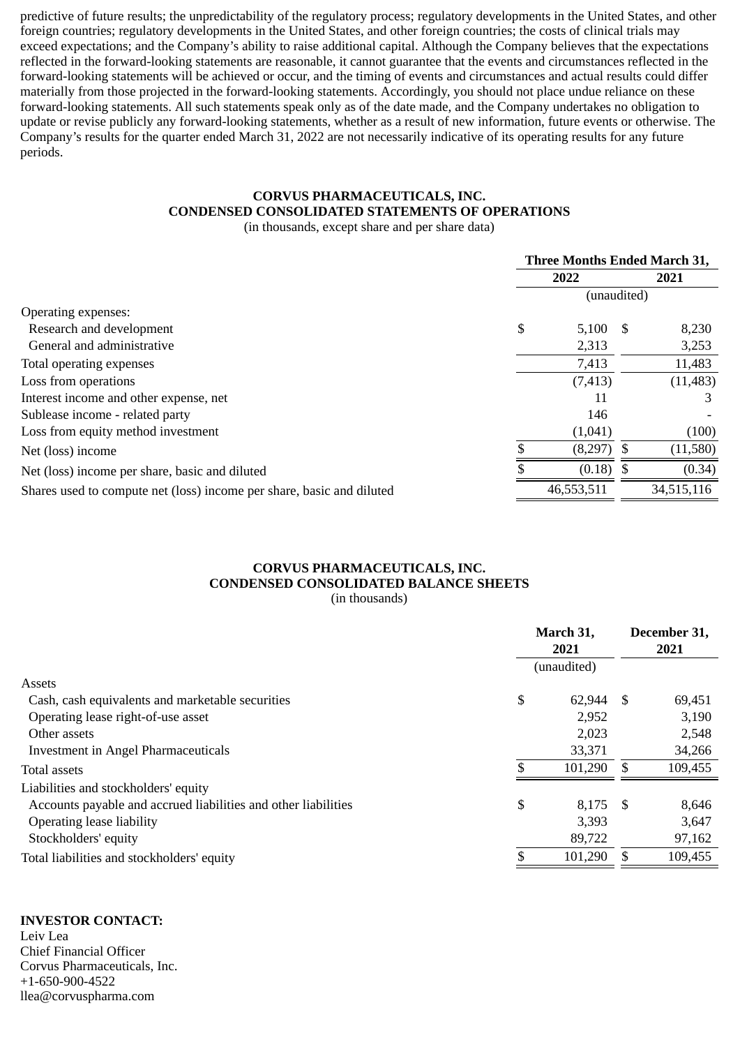predictive of future results; the unpredictability of the regulatory process; regulatory developments in the United States, and other foreign countries; regulatory developments in the United States, and other foreign countries; the costs of clinical trials may exceed expectations; and the Company's ability to raise additional capital. Although the Company believes that the expectations reflected in the forward-looking statements are reasonable, it cannot guarantee that the events and circumstances reflected in the forward-looking statements will be achieved or occur, and the timing of events and circumstances and actual results could differ materially from those projected in the forward-looking statements. Accordingly, you should not place undue reliance on these forward-looking statements. All such statements speak only as of the date made, and the Company undertakes no obligation to update or revise publicly any forward-looking statements, whether as a result of new information, future events or otherwise. The Company's results for the quarter ended March 31, 2022 are not necessarily indicative of its operating results for any future periods.

**CORVUS PHARMACEUTICALS, INC.**
**CONDENSED CONSOLIDATED STATEMENTS OF OPERATIONS**
(in thousands, except share and per share data)

| | Three Months Ended March 31, | |
|---|---|---|
| | 2022 | 2021 |
| | (unaudited) | |
| Operating expenses: | | |
| Research and development | $ 5,100 | $ 8,230 |
| General and administrative | 2,313 | 3,253 |
| Total operating expenses | 7,413 | 11,483 |
| Loss from operations | (7,413) | (11,483) |
| Interest income and other expense, net | 11 | 3 |
| Sublease income - related party | 146 | - |
| Loss from equity method investment | (1,041) | (100) |
| Net (loss) income | $ (8,297) | $ (11,580) |
| Net (loss) income per share, basic and diluted | $ (0.18) | $ (0.34) |
| Shares used to compute net (loss) income per share, basic and diluted | 46,553,511 | 34,515,116 |

**CORVUS PHARMACEUTICALS, INC.**
**CONDENSED CONSOLIDATED BALANCE SHEETS**
(in thousands)

| | March 31, 2021 | December 31, 2021 |
|---|---|---|
| | (unaudited) | |
| Assets | | |
| Cash, cash equivalents and marketable securities | $ 62,944 | $ 69,451 |
| Operating lease right-of-use asset | 2,952 | 3,190 |
| Other assets | 2,023 | 2,548 |
| Investment in Angel Pharmaceuticals | 33,371 | 34,266 |
| Total assets | $ 101,290 | $ 109,455 |
| Liabilities and stockholders' equity | | |
| Accounts payable and accrued liabilities and other liabilities | $ 8,175 | $ 8,646 |
| Operating lease liability | 3,393 | 3,647 |
| Stockholders' equity | 89,722 | 97,162 |
| Total liabilities and stockholders' equity | $ 101,290 | $ 109,455 |

**INVESTOR CONTACT:**
Leiv Lea
Chief Financial Officer
Corvus Pharmaceuticals, Inc.
+1-650-900-4522
llea@corvuspharma.com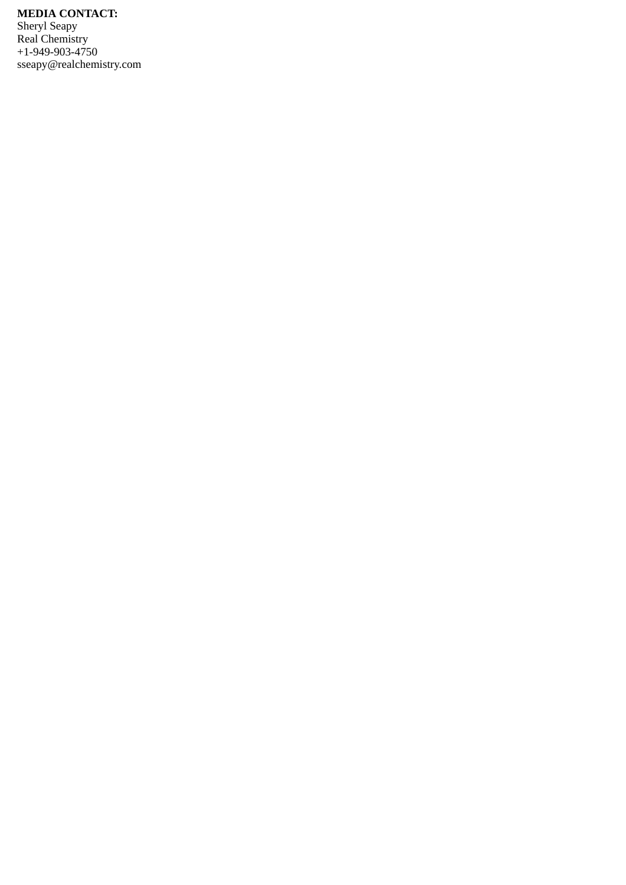**MEDIA CONTACT:**
Sheryl Seapy
Real Chemistry
+1-949-903-4750
sseapy@realchemistry.com